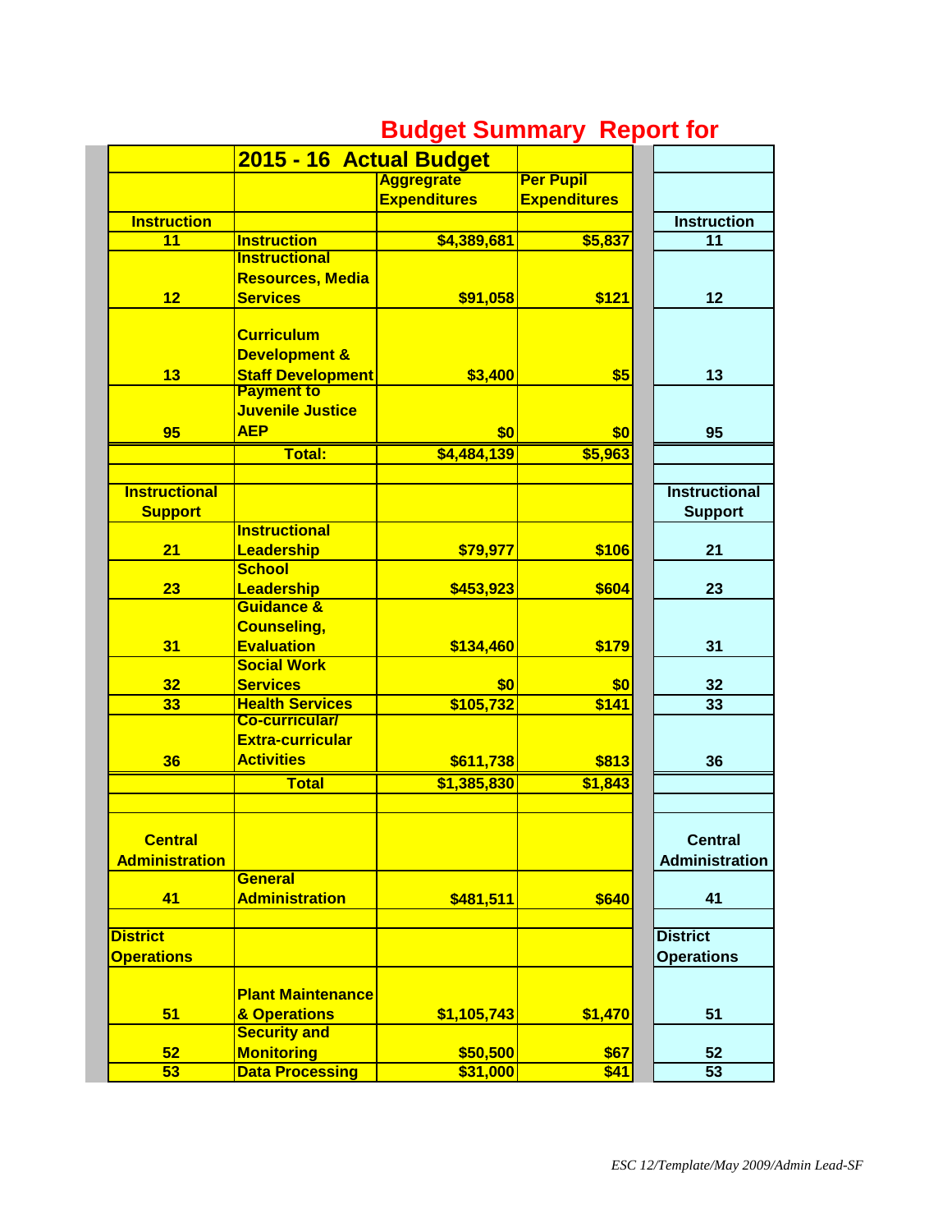# Budget Summary Report for

| | 2015 - 16 Actual Budget | | | |
|---|---|---|---|---|
| | | Aggregrate Expenditures | Per Pupil Expenditures | |
| **Instruction** | | | | **Instruction** |
| 11 | Instruction | $4,389,681 | $5,837 | 11 |
| 12 | Instructional Resources, Media Services | $91,058 | $121 | 12 |
| 13 | Curriculum Development & Staff Development | $3,400 | $5 | 13 |
| 95 | Payment to Juvenile Justice AEP | $0 | $0 | 95 |
| | Total: | $4,484,139 | $5,963 | |
| | | | | |
| **Instructional Support** | | | | **Instructional Support** |
| 21 | Instructional Leadership | $79,977 | $106 | 21 |
| 23 | School Leadership | $453,923 | $604 | 23 |
| 31 | Guidance & Counseling, Evaluation | $134,460 | $179 | 31 |
| 32 | Social Work Services | $0 | $0 | 32 |
| 33 | Health Services | $105,732 | $141 | 33 |
| 36 | Co-curricular/ Extra-curricular Activities | $611,738 | $813 | 36 |
| | Total | $1,385,830 | $1,843 | |
| | | | | |
| **Central Administration** | | | | **Central Administration** |
| 41 | General Administration | $481,511 | $640 | 41 |
| | | | | |
| **District Operations** | | | | **District Operations** |
| 51 | Plant Maintenance & Operations | $1,105,743 | $1,470 | 51 |
| 52 | Security and Monitoring | $50,500 | $67 | 52 |
| 53 | Data Processing | $31,000 | $41 | 53 |

*ESC 12/Template/May 2009/Admin Lead-SF*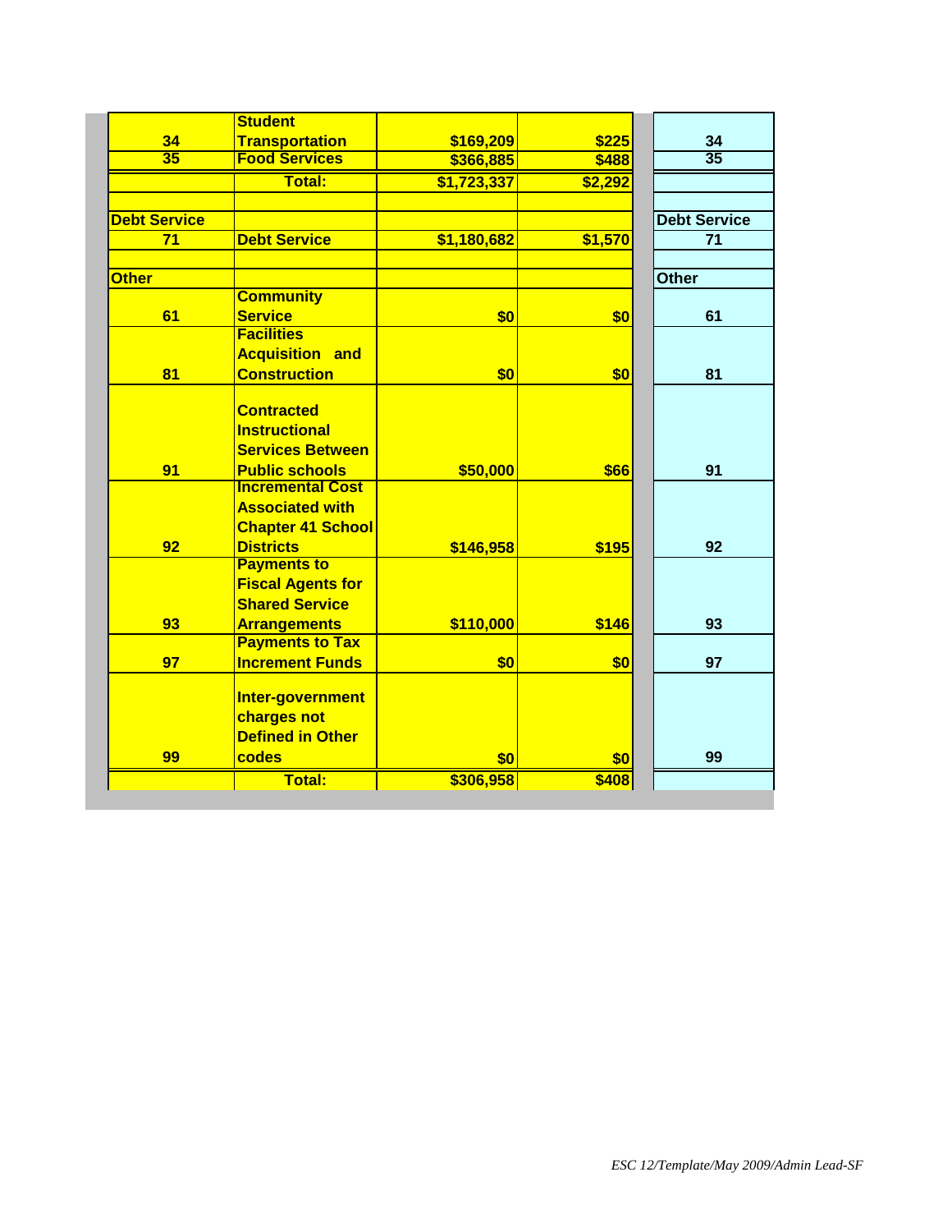| | | | | |
|---|---|---|---|---|
| 34 | Student Transportation | $169,209 | $225 | 34 |
| 35 | Food Services | $366,885 | $488 | 35 |
| | Total: | $1,723,337 | $2,292 | |
| | | | | |
| Debt Service | | | | Debt Service |
| 71 | Debt Service | $1,180,682 | $1,570 | 71 |
| | | | | |
| Other | | | | Other |
| 61 | Community Service | $0 | $0 | 61 |
| 81 | Facilities Acquisition and Construction | $0 | $0 | 81 |
| 91 | Contracted Instructional Services Between Public schools | $50,000 | $66 | 91 |
| 92 | Incremental Cost Associated with Chapter 41 School Districts | $146,958 | $195 | 92 |
| 93 | Payments to Fiscal Agents for Shared Service Arrangements | $110,000 | $146 | 93 |
| 97 | Payments to Tax Increment Funds | $0 | $0 | 97 |
| 99 | Inter-government charges not Defined in Other codes | $0 | $0 | 99 |
| | Total: | $306,958 | $408 | |

*ESC 12/Template/May 2009/Admin Lead-SF*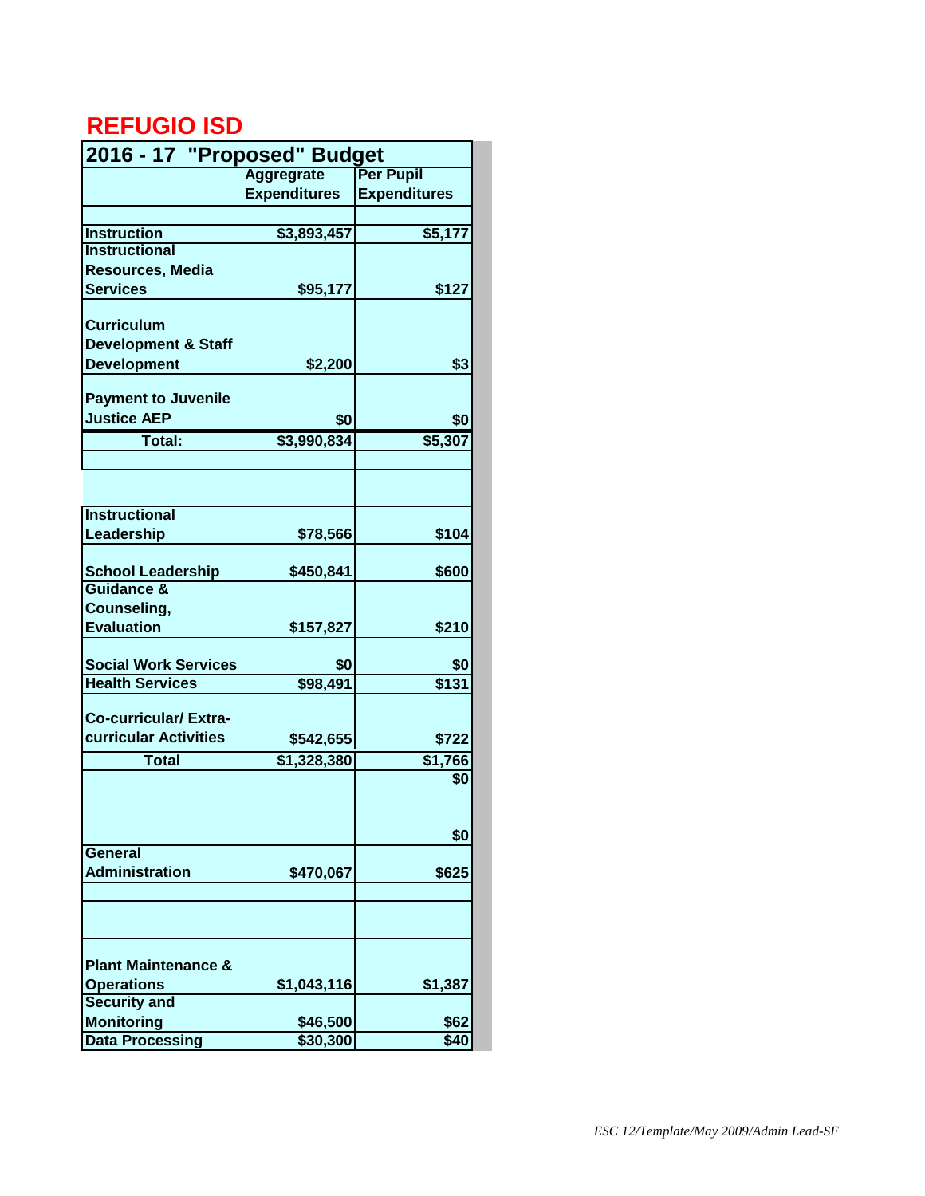# REFUGIO ISD

| 2016 - 17 "Proposed" Budget | | |
|---|---|---|
| | Aggregrate Expenditures | Per Pupil Expenditures |
| | | |
| Instruction | $3,893,457 | $5,177 |
| Instructional Resources, Media Services | $95,177 | $127 |
| Curriculum Development & Staff Development | $2,200 | $3 |
| Payment to Juvenile Justice AEP | $0 | $0 |
| Total: | $3,990,834 | $5,307 |
| | | |
| | | |
| Instructional Leadership | $78,566 | $104 |
| School Leadership | $450,841 | $600 |
| Guidance & Counseling, Evaluation | $157,827 | $210 |
| Social Work Services | $0 | $0 |
| Health Services | $98,491 | $131 |
| Co-curricular/ Extra-curricular Activities | $542,655 | $722 |
| Total | $1,328,380 | $1,766 |
| | | $0 |
| | | $0 |
| General Administration | $470,067 | $625 |
| | | |
| | | |
| Plant Maintenance & Operations | $1,043,116 | $1,387 |
| Security and Monitoring | $46,500 | $62 |
| Data Processing | $30,300 | $40 |

*ESC 12/Template/May 2009/Admin Lead-SF*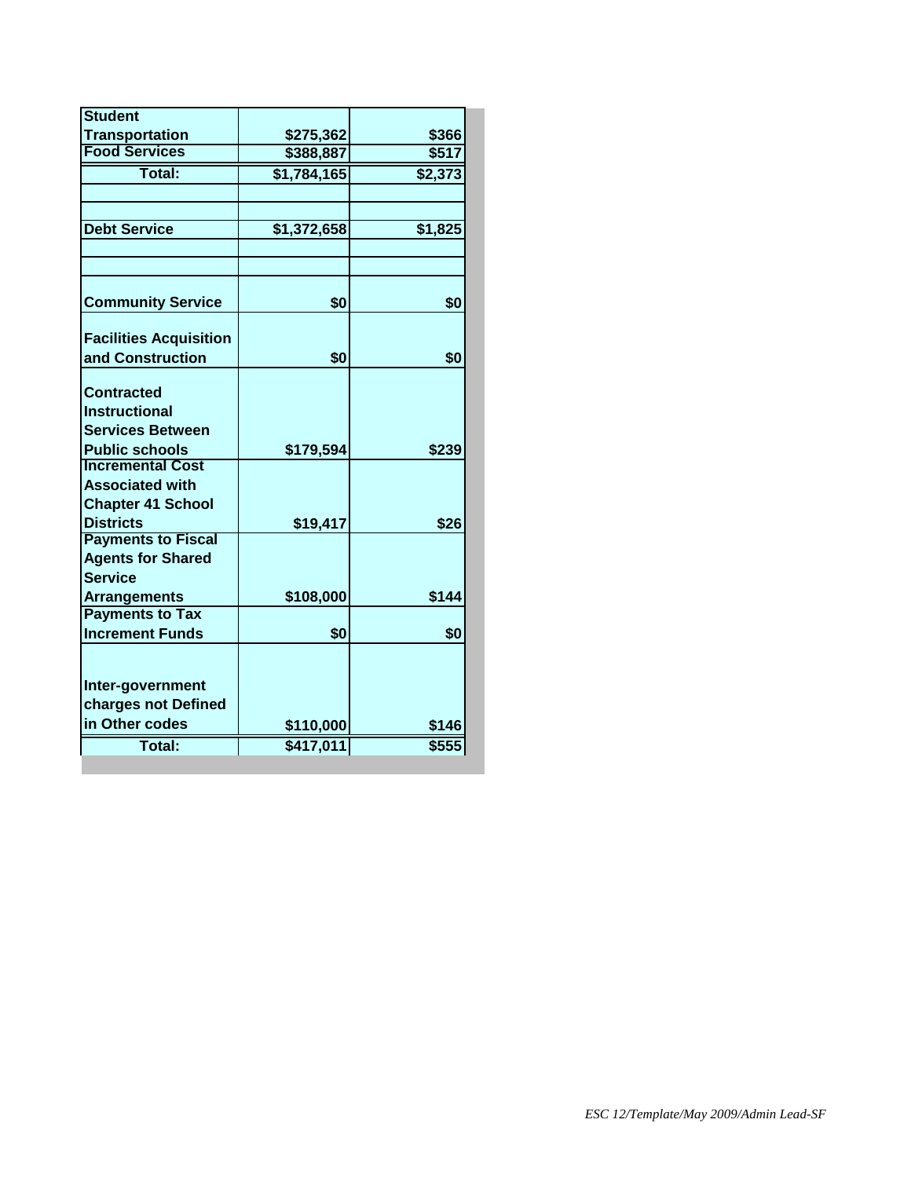| | | |
|---|---|---|
| **Student Transportation** | **$275,362** | **$366** |
| **Food Services** | **$388,887** | **$517** |
| **Total:** | **$1,784,165** | **$2,373** |
| | | |
| | | |
| **Debt Service** | **$1,372,658** | **$1,825** |
| | | |
| | | |
| **Community Service** | **$0** | **$0** |
| **Facilities Acquisition and Construction** | **$0** | **$0** |
| **Contracted Instructional Services Between Public schools** | **$179,594** | **$239** |
| **Incremental Cost Associated with Chapter 41 School Districts** | **$19,417** | **$26** |
| **Payments to Fiscal Agents for Shared Service Arrangements** | **$108,000** | **$144** |
| **Payments to Tax Increment Funds** | **$0** | **$0** |
| **Inter-government charges not Defined in Other codes** | **$110,000** | **$146** |
| **Total:** | **$417,011** | **$555** |

*ESC 12/Template/May 2009/Admin Lead-SF*